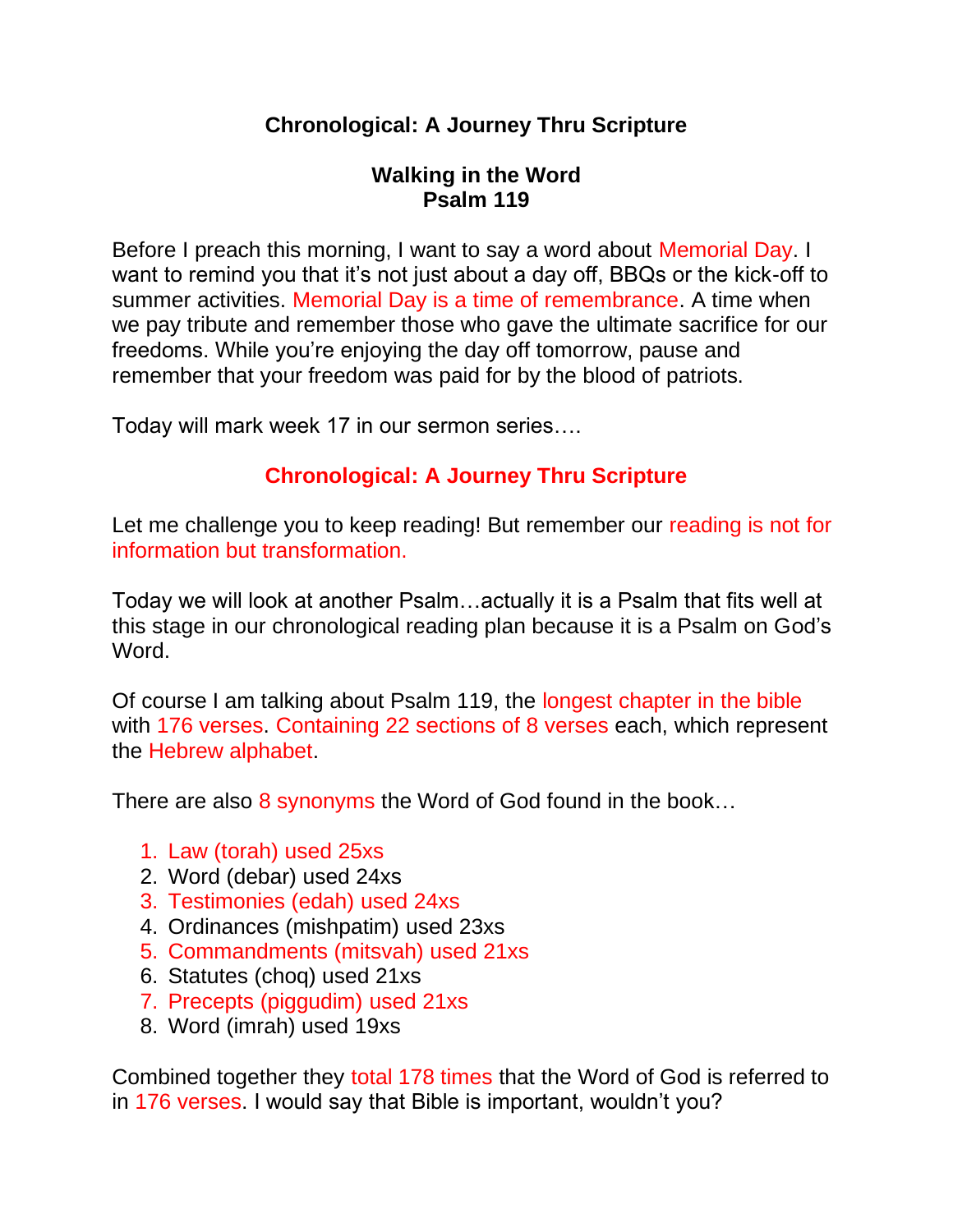# Chronological: A Journey Thru Scripture

## Walking in the Word
## Psalm 119

Before I preach this morning, I want to say a word about Memorial Day. I want to remind you that it's not just about a day off, BBQs or the kick-off to summer activities. Memorial Day is a time of remembrance. A time when we pay tribute and remember those who gave the ultimate sacrifice for our freedoms. While you're enjoying the day off tomorrow, pause and remember that your freedom was paid for by the blood of patriots.

Today will mark week 17 in our sermon series….

**Chronological: A Journey Thru Scripture**

Let me challenge you to keep reading! But remember our reading is not for information but transformation.

Today we will look at another Psalm…actually it is a Psalm that fits well at this stage in our chronological reading plan because it is a Psalm on God's Word.

Of course I am talking about Psalm 119, the longest chapter in the bible with 176 verses. Containing 22 sections of 8 verses each, which represent the Hebrew alphabet.

There are also 8 synonyms the Word of God found in the book…

1. Law (torah) used 25xs
2. Word (debar) used 24xs
3. Testimonies (edah) used 24xs
4. Ordinances (mishpatim) used 23xs
5. Commandments (mitsvah) used 21xs
6. Statutes (choq) used 21xs
7. Precepts (piqqudim) used 21xs
8. Word (imrah) used 19xs

Combined together they total 178 times that the Word of God is referred to in 176 verses. I would say that Bible is important, wouldn't you?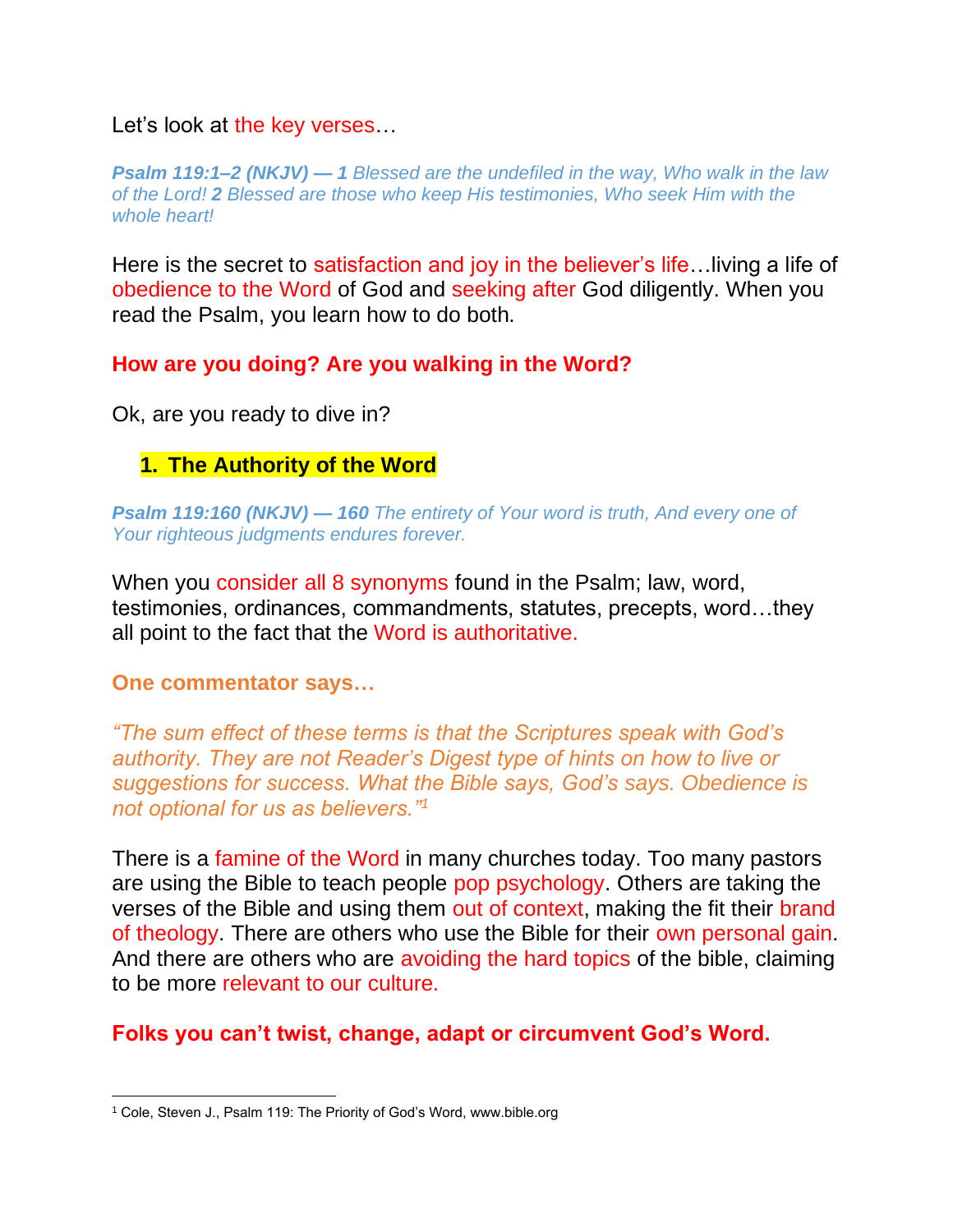Let's look at the key verses…

***Psalm 119:1–2 (NKJV) — 1*** *Blessed are the undefiled in the way, Who walk in the law of the Lord!* ***2*** *Blessed are those who keep His testimonies, Who seek Him with the whole heart!*

Here is the secret to satisfaction and joy in the believer's life…living a life of obedience to the Word of God and seeking after God diligently. When you read the Psalm, you learn how to do both.

**How are you doing? Are you walking in the Word?**

Ok, are you ready to dive in?

## 1. The Authority of the Word

***Psalm 119:160 (NKJV) — 160*** *The entirety of Your word is truth, And every one of Your righteous judgments endures forever.*

When you consider all 8 synonyms found in the Psalm; law, word, testimonies, ordinances, commandments, statutes, precepts, word…they all point to the fact that the Word is authoritative.

**One commentator says…**

*"The sum effect of these terms is that the Scriptures speak with God's authority. They are not Reader's Digest type of hints on how to live or suggestions for success. What the Bible says, God's says. Obedience is not optional for us as believers."*[1]

There is a famine of the Word in many churches today. Too many pastors are using the Bible to teach people pop psychology. Others are taking the verses of the Bible and using them out of context, making the fit their brand of theology. There are others who use the Bible for their own personal gain. And there are others who are avoiding the hard topics of the bible, claiming to be more relevant to our culture.

**Folks you can't twist, change, adapt or circumvent God's Word.**

---

[1] Cole, Steven J., Psalm 119: The Priority of God's Word, www.bible.org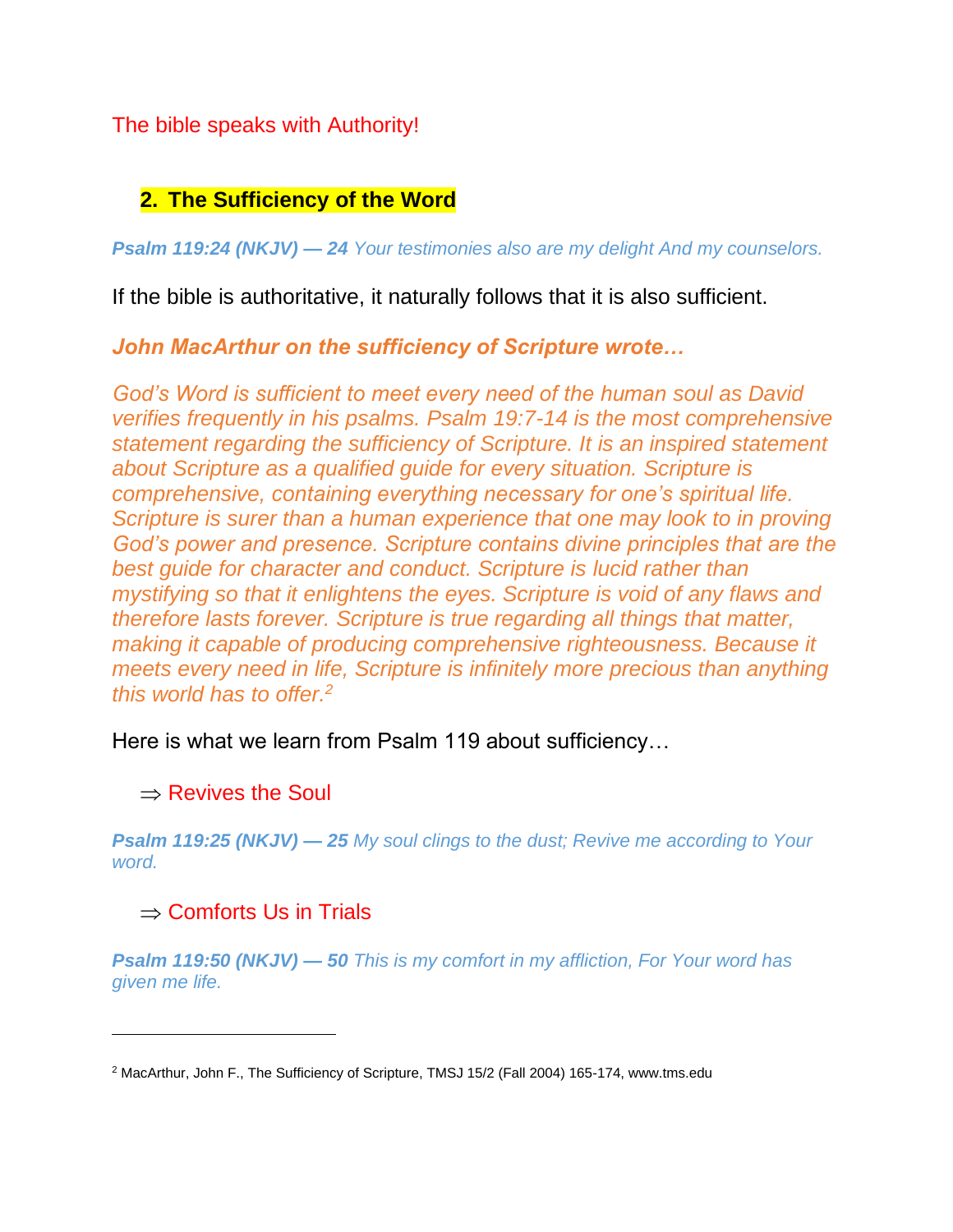The bible speaks with Authority!

## 2. The Sufficiency of the Word

***Psalm 119:24 (NKJV) — 24*** *Your testimonies also are my delight And my counselors.*

If the bible is authoritative, it naturally follows that it is also sufficient.

***John MacArthur on the sufficiency of Scripture wrote…***

*God's Word is sufficient to meet every need of the human soul as David verifies frequently in his psalms. Psalm 19:7-14 is the most comprehensive statement regarding the sufficiency of Scripture. It is an inspired statement about Scripture as a qualified guide for every situation. Scripture is comprehensive, containing everything necessary for one's spiritual life. Scripture is surer than a human experience that one may look to in proving God's power and presence. Scripture contains divine principles that are the best guide for character and conduct. Scripture is lucid rather than mystifying so that it enlightens the eyes. Scripture is void of any flaws and therefore lasts forever. Scripture is true regarding all things that matter, making it capable of producing comprehensive righteousness. Because it meets every need in life, Scripture is infinitely more precious than anything this world has to offer.*[2]

Here is what we learn from Psalm 119 about sufficiency…

⇒ Revives the Soul

***Psalm 119:25 (NKJV) — 25*** *My soul clings to the dust; Revive me according to Your word.*

⇒ Comforts Us in Trials

***Psalm 119:50 (NKJV) — 50*** *This is my comfort in my affliction, For Your word has given me life.*

---

[2] MacArthur, John F., The Sufficiency of Scripture, TMSJ 15/2 (Fall 2004) 165-174, www.tms.edu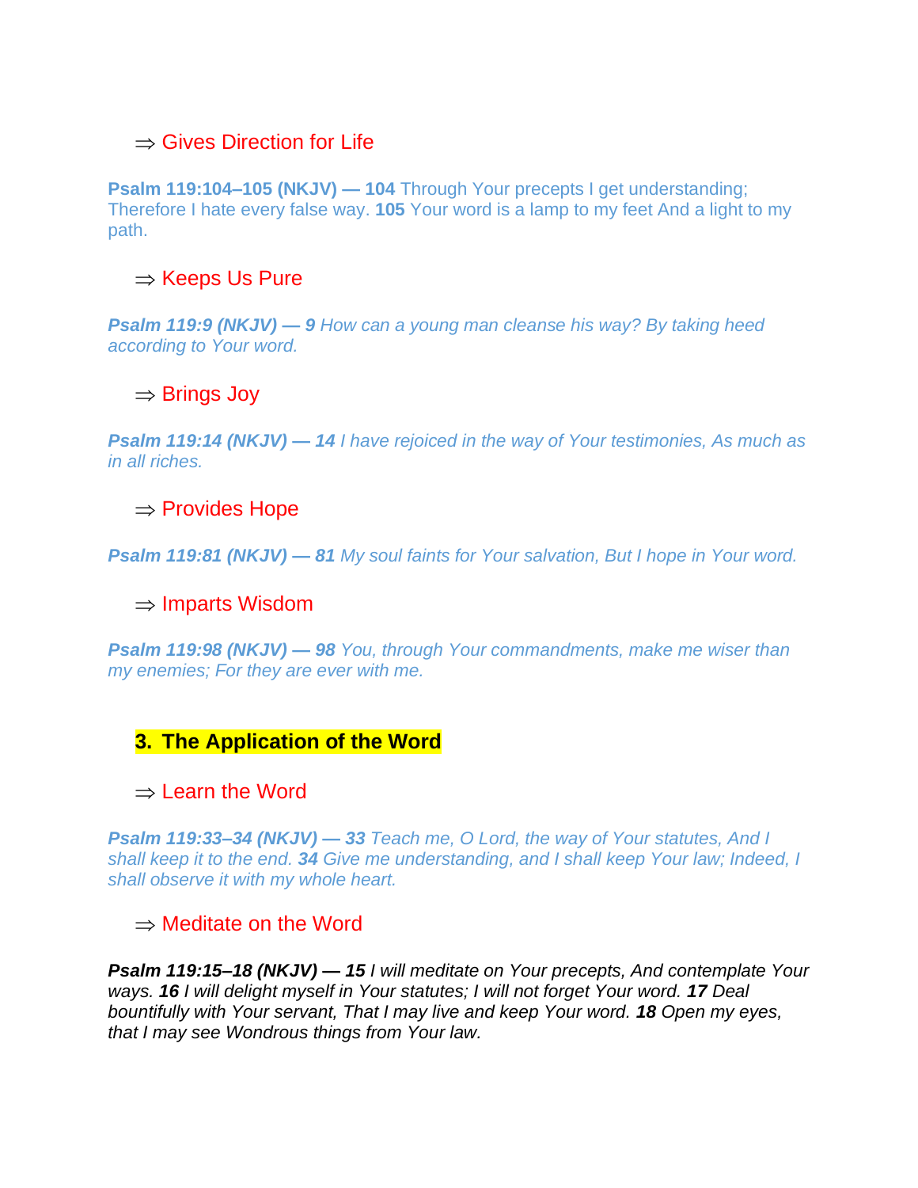⇒ Gives Direction for Life

**Psalm 119:104–105 (NKJV) — 104** Through Your precepts I get understanding; Therefore I hate every false way. **105** Your word is a lamp to my feet And a light to my path.

⇒ Keeps Us Pure

***Psalm 119:9 (NKJV) — 9*** *How can a young man cleanse his way? By taking heed according to Your word.*

⇒ Brings Joy

***Psalm 119:14 (NKJV) — 14*** *I have rejoiced in the way of Your testimonies, As much as in all riches.*

⇒ Provides Hope

***Psalm 119:81 (NKJV) — 81*** *My soul faints for Your salvation, But I hope in Your word.*

⇒ Imparts Wisdom

***Psalm 119:98 (NKJV) — 98*** *You, through Your commandments, make me wiser than my enemies; For they are ever with me.*

## 3. The Application of the Word

⇒ Learn the Word

***Psalm 119:33–34 (NKJV) — 33*** *Teach me, O Lord, the way of Your statutes, And I shall keep it to the end.* ***34*** *Give me understanding, and I shall keep Your law; Indeed, I shall observe it with my whole heart.*

⇒ Meditate on the Word

***Psalm 119:15–18 (NKJV) — 15*** *I will meditate on Your precepts, And contemplate Your ways.* ***16*** *I will delight myself in Your statutes; I will not forget Your word.* ***17*** *Deal bountifully with Your servant, That I may live and keep Your word.* ***18*** *Open my eyes, that I may see Wondrous things from Your law.*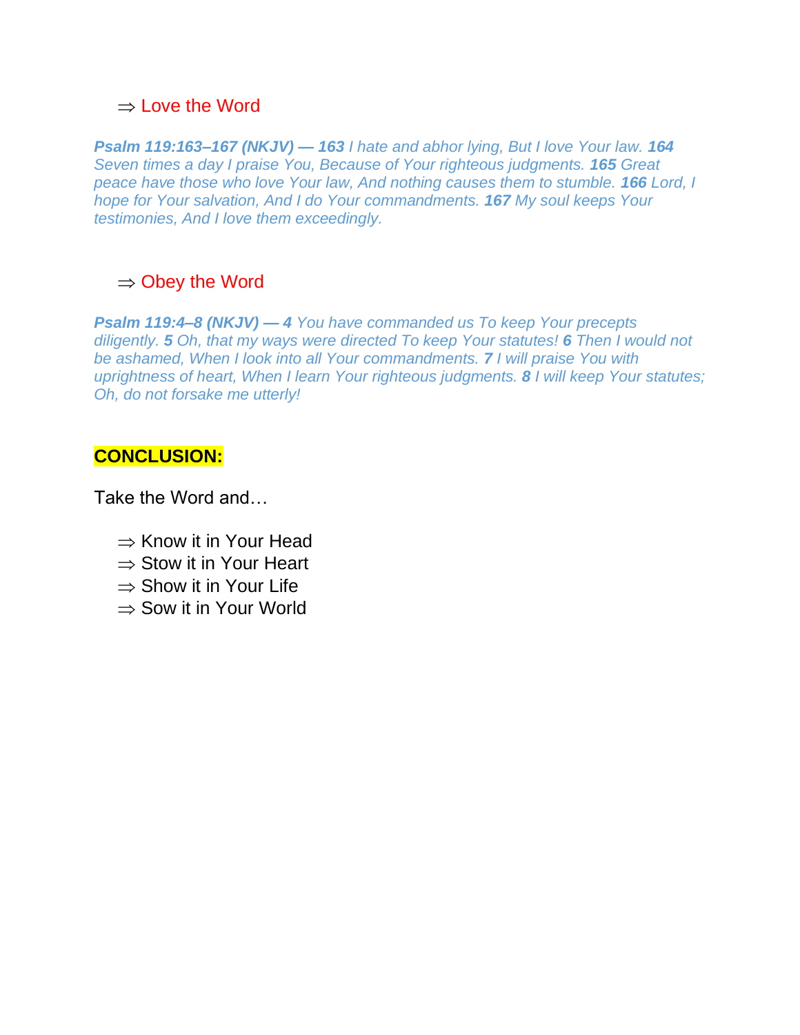⇒ Love the Word

***Psalm 119:163–167 (NKJV) — 163*** *I hate and abhor lying, But I love Your law.* ***164*** *Seven times a day I praise You, Because of Your righteous judgments.* ***165*** *Great peace have those who love Your law, And nothing causes them to stumble.* ***166*** *Lord, I hope for Your salvation, And I do Your commandments.* ***167*** *My soul keeps Your testimonies, And I love them exceedingly.*

⇒ Obey the Word

***Psalm 119:4–8 (NKJV) — 4*** *You have commanded us To keep Your precepts diligently.* ***5*** *Oh, that my ways were directed To keep Your statutes!* ***6*** *Then I would not be ashamed, When I look into all Your commandments.* ***7*** *I will praise You with uprightness of heart, When I learn Your righteous judgments.* ***8*** *I will keep Your statutes; Oh, do not forsake me utterly!*

**CONCLUSION:**

Take the Word and…

⇒ Know it in Your Head
⇒ Stow it in Your Heart
⇒ Show it in Your Life
⇒ Sow it in Your World